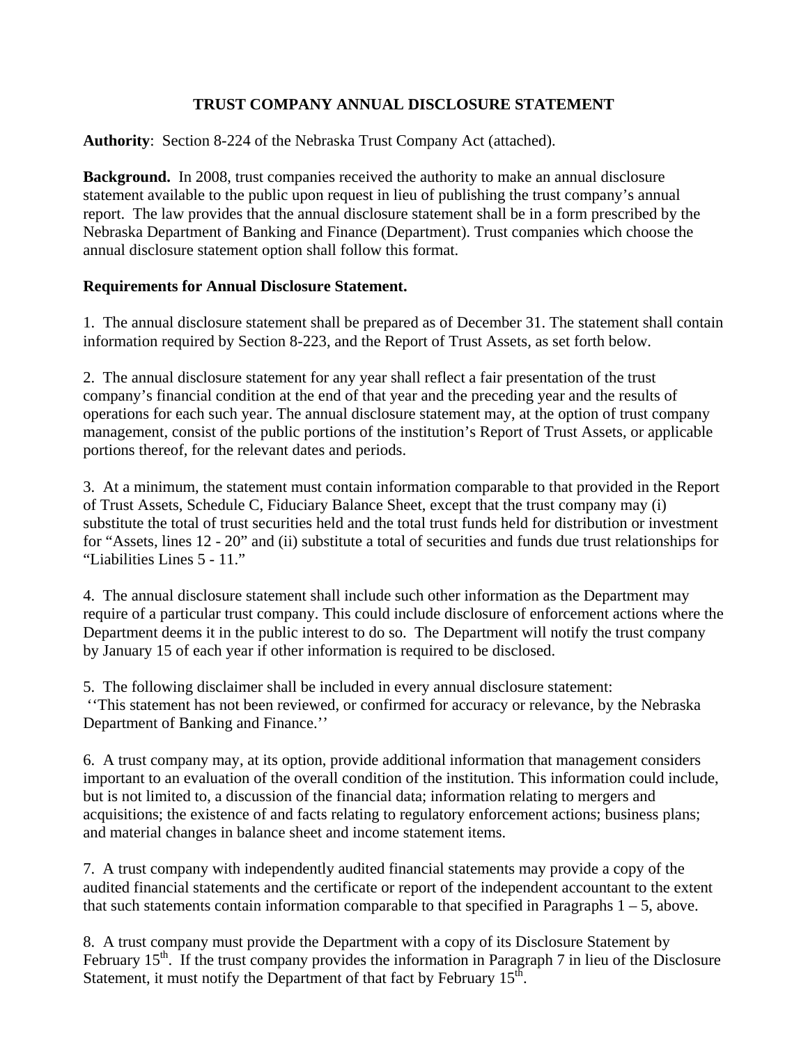# TRUST COMPANY ANNUAL DISCLOSURE STATEMENT

**Authority**: Section 8-224 of the Nebraska Trust Company Act (attached).

**Background.** In 2008, trust companies received the authority to make an annual disclosure statement available to the public upon request in lieu of publishing the trust company's annual report. The law provides that the annual disclosure statement shall be in a form prescribed by the Nebraska Department of Banking and Finance (Department). Trust companies which choose the annual disclosure statement option shall follow this format.

**Requirements for Annual Disclosure Statement.**

1. The annual disclosure statement shall be prepared as of December 31. The statement shall contain information required by Section 8-223, and the Report of Trust Assets, as set forth below.

2. The annual disclosure statement for any year shall reflect a fair presentation of the trust company's financial condition at the end of that year and the preceding year and the results of operations for each such year. The annual disclosure statement may, at the option of trust company management, consist of the public portions of the institution's Report of Trust Assets, or applicable portions thereof, for the relevant dates and periods.

3. At a minimum, the statement must contain information comparable to that provided in the Report of Trust Assets, Schedule C, Fiduciary Balance Sheet, except that the trust company may (i) substitute the total of trust securities held and the total trust funds held for distribution or investment for "Assets, lines 12 - 20" and (ii) substitute a total of securities and funds due trust relationships for "Liabilities Lines 5 - 11."

4. The annual disclosure statement shall include such other information as the Department may require of a particular trust company. This could include disclosure of enforcement actions where the Department deems it in the public interest to do so. The Department will notify the trust company by January 15 of each year if other information is required to be disclosed.

5. The following disclaimer shall be included in every annual disclosure statement:
''This statement has not been reviewed, or confirmed for accuracy or relevance, by the Nebraska Department of Banking and Finance.''

6. A trust company may, at its option, provide additional information that management considers important to an evaluation of the overall condition of the institution. This information could include, but is not limited to, a discussion of the financial data; information relating to mergers and acquisitions; the existence of and facts relating to regulatory enforcement actions; business plans; and material changes in balance sheet and income statement items.

7. A trust company with independently audited financial statements may provide a copy of the audited financial statements and the certificate or report of the independent accountant to the extent that such statements contain information comparable to that specified in Paragraphs 1 – 5, above.

8. A trust company must provide the Department with a copy of its Disclosure Statement by February 15th. If the trust company provides the information in Paragraph 7 in lieu of the Disclosure Statement, it must notify the Department of that fact by February 15th.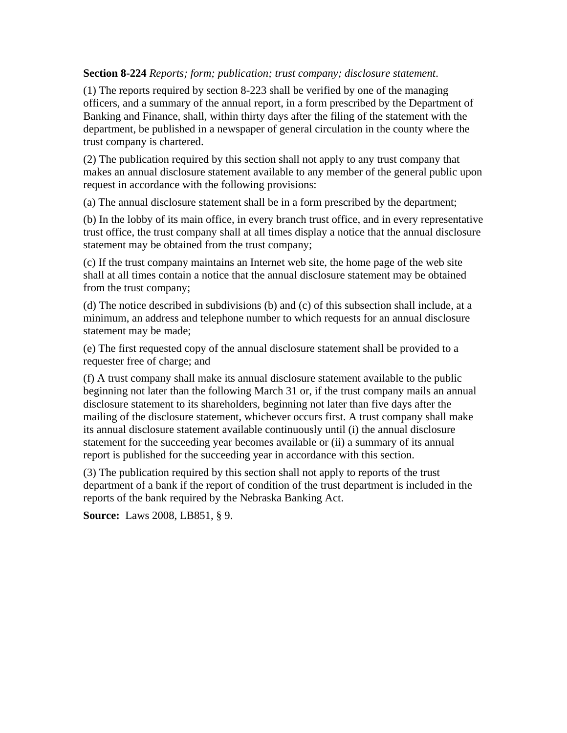**Section 8-224** *Reports; form; publication; trust company; disclosure statement*.

(1) The reports required by section 8-223 shall be verified by one of the managing officers, and a summary of the annual report, in a form prescribed by the Department of Banking and Finance, shall, within thirty days after the filing of the statement with the department, be published in a newspaper of general circulation in the county where the trust company is chartered.

(2) The publication required by this section shall not apply to any trust company that makes an annual disclosure statement available to any member of the general public upon request in accordance with the following provisions:

(a) The annual disclosure statement shall be in a form prescribed by the department;

(b) In the lobby of its main office, in every branch trust office, and in every representative trust office, the trust company shall at all times display a notice that the annual disclosure statement may be obtained from the trust company;

(c) If the trust company maintains an Internet web site, the home page of the web site shall at all times contain a notice that the annual disclosure statement may be obtained from the trust company;

(d) The notice described in subdivisions (b) and (c) of this subsection shall include, at a minimum, an address and telephone number to which requests for an annual disclosure statement may be made;

(e) The first requested copy of the annual disclosure statement shall be provided to a requester free of charge; and

(f) A trust company shall make its annual disclosure statement available to the public beginning not later than the following March 31 or, if the trust company mails an annual disclosure statement to its shareholders, beginning not later than five days after the mailing of the disclosure statement, whichever occurs first. A trust company shall make its annual disclosure statement available continuously until (i) the annual disclosure statement for the succeeding year becomes available or (ii) a summary of its annual report is published for the succeeding year in accordance with this section.

(3) The publication required by this section shall not apply to reports of the trust department of a bank if the report of condition of the trust department is included in the reports of the bank required by the Nebraska Banking Act.

**Source:** Laws 2008, LB851, § 9.